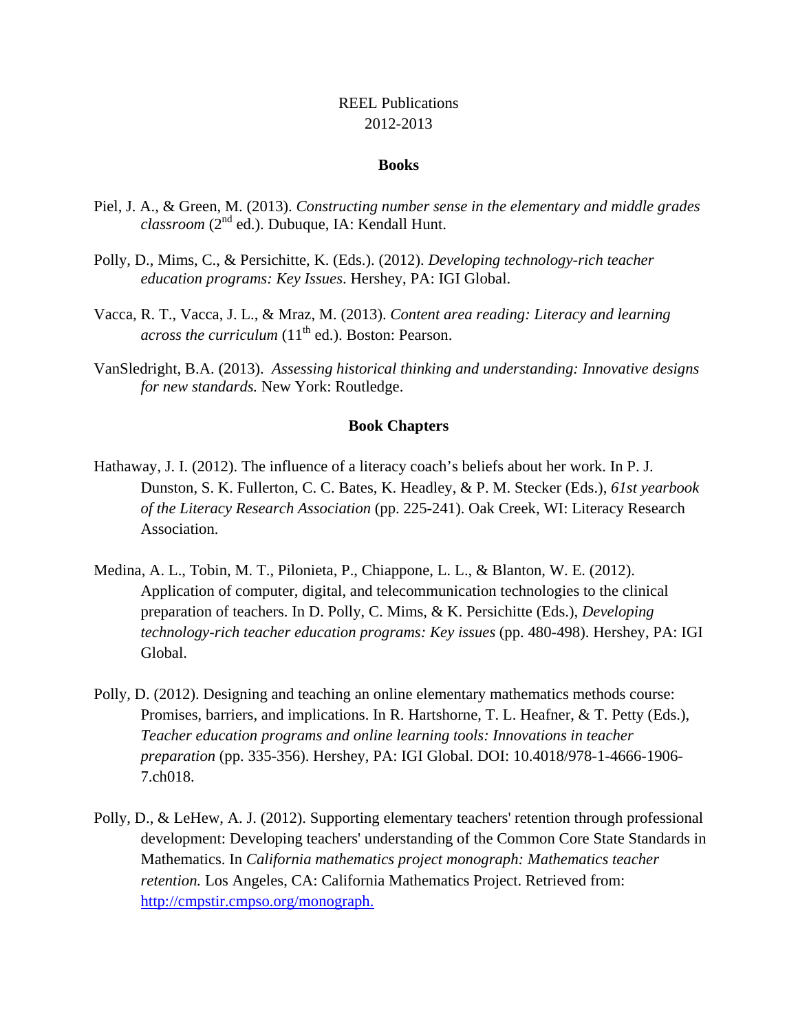REEL Publications
2012-2013

## Books

Piel, J. A., & Green, M. (2013). *Constructing number sense in the elementary and middle grades classroom* (2nd ed.). Dubuque, IA: Kendall Hunt.

Polly, D., Mims, C., & Persichitte, K. (Eds.). (2012). *Developing technology-rich teacher education programs: Key Issues*. Hershey, PA: IGI Global.

Vacca, R. T., Vacca, J. L., & Mraz, M. (2013). *Content area reading: Literacy and learning across the curriculum* (11th ed.). Boston: Pearson.

VanSledright, B.A. (2013). *Assessing historical thinking and understanding: Innovative designs for new standards.* New York: Routledge.

## Book Chapters

Hathaway, J. I. (2012). The influence of a literacy coach's beliefs about her work. In P. J. Dunston, S. K. Fullerton, C. C. Bates, K. Headley, & P. M. Stecker (Eds.), *61st yearbook of the Literacy Research Association* (pp. 225-241). Oak Creek, WI: Literacy Research Association.

Medina, A. L., Tobin, M. T., Pilonieta, P., Chiappone, L. L., & Blanton, W. E. (2012). Application of computer, digital, and telecommunication technologies to the clinical preparation of teachers. In D. Polly, C. Mims, & K. Persichitte (Eds.), *Developing technology-rich teacher education programs: Key issues* (pp. 480-498). Hershey, PA: IGI Global.

Polly, D. (2012). Designing and teaching an online elementary mathematics methods course: Promises, barriers, and implications. In R. Hartshorne, T. L. Heafner, & T. Petty (Eds.), *Teacher education programs and online learning tools: Innovations in teacher preparation* (pp. 335-356). Hershey, PA: IGI Global. DOI: 10.4018/978-1-4666-1906-7.ch018.

Polly, D., & LeHew, A. J. (2012). Supporting elementary teachers' retention through professional development: Developing teachers' understanding of the Common Core State Standards in Mathematics. In *California mathematics project monograph: Mathematics teacher retention.* Los Angeles, CA: California Mathematics Project. Retrieved from: http://cmpstir.cmpso.org/monograph.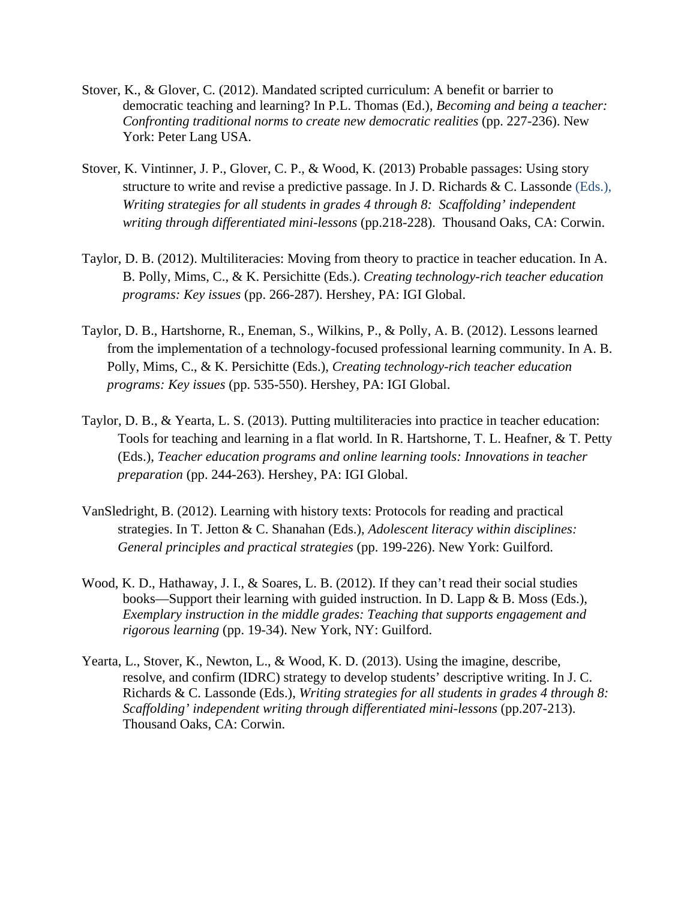Stover, K., & Glover, C. (2012). Mandated scripted curriculum: A benefit or barrier to democratic teaching and learning? In P.L. Thomas (Ed.), *Becoming and being a teacher: Confronting traditional norms to create new democratic realities* (pp. 227-236). New York: Peter Lang USA.

Stover, K. Vintinner, J. P., Glover, C. P., & Wood, K. (2013) Probable passages: Using story structure to write and revise a predictive passage. In J. D. Richards & C. Lassonde (Eds.), *Writing strategies for all students in grades 4 through 8: Scaffolding' independent writing through differentiated mini-lessons* (pp.218-228). Thousand Oaks, CA: Corwin.

Taylor, D. B. (2012). Multiliteracies: Moving from theory to practice in teacher education. In A. B. Polly, Mims, C., & K. Persichitte (Eds.). *Creating technology-rich teacher education programs: Key issues* (pp. 266-287). Hershey, PA: IGI Global.

Taylor, D. B., Hartshorne, R., Eneman, S., Wilkins, P., & Polly, A. B. (2012). Lessons learned from the implementation of a technology-focused professional learning community. In A. B. Polly, Mims, C., & K. Persichitte (Eds.), *Creating technology-rich teacher education programs: Key issues* (pp. 535-550). Hershey, PA: IGI Global.

Taylor, D. B., & Yearta, L. S. (2013). Putting multiliteracies into practice in teacher education: Tools for teaching and learning in a flat world. In R. Hartshorne, T. L. Heafner, & T. Petty (Eds.), *Teacher education programs and online learning tools: Innovations in teacher preparation* (pp. 244-263). Hershey, PA: IGI Global.

VanSledright, B. (2012). Learning with history texts: Protocols for reading and practical strategies. In T. Jetton & C. Shanahan (Eds.), *Adolescent literacy within disciplines: General principles and practical strategies* (pp. 199-226). New York: Guilford.

Wood, K. D., Hathaway, J. I., & Soares, L. B. (2012). If they can't read their social studies books—Support their learning with guided instruction. In D. Lapp & B. Moss (Eds.), *Exemplary instruction in the middle grades: Teaching that supports engagement and rigorous learning* (pp. 19-34). New York, NY: Guilford.

Yearta, L., Stover, K., Newton, L., & Wood, K. D. (2013). Using the imagine, describe, resolve, and confirm (IDRC) strategy to develop students' descriptive writing. In J. C. Richards & C. Lassonde (Eds.), *Writing strategies for all students in grades 4 through 8: Scaffolding' independent writing through differentiated mini-lessons* (pp.207-213). Thousand Oaks, CA: Corwin.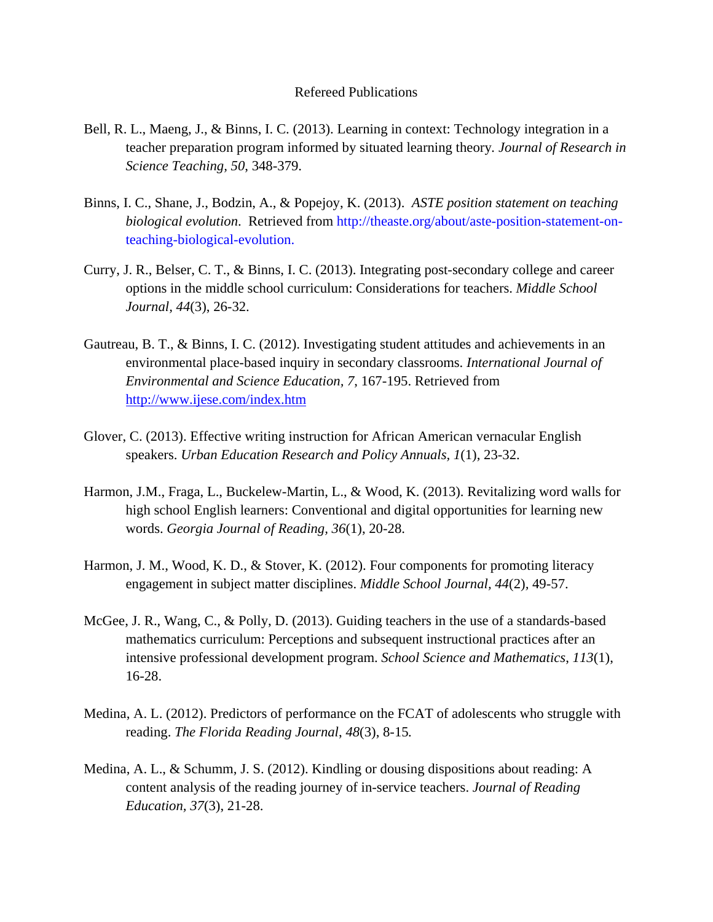## Refereed Publications

Bell, R. L., Maeng, J., & Binns, I. C. (2013). Learning in context: Technology integration in a teacher preparation program informed by situated learning theory. *Journal of Research in Science Teaching, 50*, 348-379.

Binns, I. C., Shane, J., Bodzin, A., & Popejoy, K. (2013). *ASTE position statement on teaching biological evolution.* Retrieved from http://theaste.org/about/aste-position-statement-on-teaching-biological-evolution.

Curry, J. R., Belser, C. T., & Binns, I. C. (2013). Integrating post-secondary college and career options in the middle school curriculum: Considerations for teachers. *Middle School Journal*, *44*(3), 26-32.

Gautreau, B. T., & Binns, I. C. (2012). Investigating student attitudes and achievements in an environmental place-based inquiry in secondary classrooms. *International Journal of Environmental and Science Education, 7*, 167-195. Retrieved from http://www.ijese.com/index.htm

Glover, C. (2013). Effective writing instruction for African American vernacular English speakers. *Urban Education Research and Policy Annuals, 1*(1), 23-32.

Harmon, J.M., Fraga, L., Buckelew-Martin, L., & Wood, K. (2013). Revitalizing word walls for high school English learners: Conventional and digital opportunities for learning new words. *Georgia Journal of Reading, 36*(1), 20-28.

Harmon, J. M., Wood, K. D., & Stover, K. (2012). Four components for promoting literacy engagement in subject matter disciplines. *Middle School Journal, 44*(2), 49-57.

McGee, J. R., Wang, C., & Polly, D. (2013). Guiding teachers in the use of a standards-based mathematics curriculum: Perceptions and subsequent instructional practices after an intensive professional development program. *School Science and Mathematics*, *113*(1), 16-28.

Medina, A. L. (2012). Predictors of performance on the FCAT of adolescents who struggle with reading. *The Florida Reading Journal*, *48*(3), 8-15*.*

Medina, A. L., & Schumm, J. S. (2012). Kindling or dousing dispositions about reading: A content analysis of the reading journey of in-service teachers. *Journal of Reading Education, 37*(3), 21-28.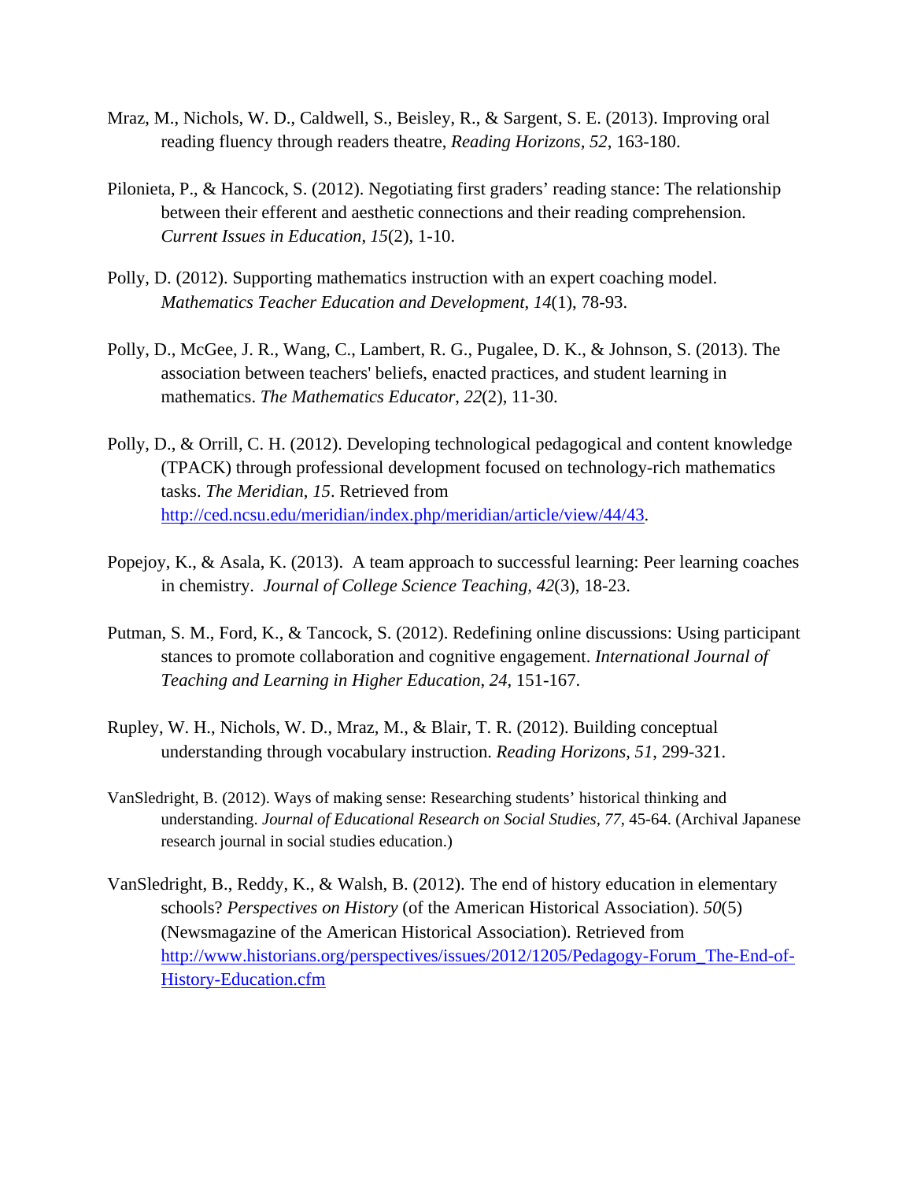Mraz, M., Nichols, W. D., Caldwell, S., Beisley, R., & Sargent, S. E. (2013). Improving oral reading fluency through readers theatre, *Reading Horizons, 52*, 163-180.

Pilonieta, P., & Hancock, S. (2012). Negotiating first graders' reading stance: The relationship between their efferent and aesthetic connections and their reading comprehension. *Current Issues in Education*, *15*(2), 1-10.

Polly, D. (2012). Supporting mathematics instruction with an expert coaching model. *Mathematics Teacher Education and Development*, *14*(1), 78-93.

Polly, D., McGee, J. R., Wang, C., Lambert, R. G., Pugalee, D. K., & Johnson, S. (2013). The association between teachers' beliefs, enacted practices, and student learning in mathematics. *The Mathematics Educator*, *22*(2), 11-30.

Polly, D., & Orrill, C. H. (2012). Developing technological pedagogical and content knowledge (TPACK) through professional development focused on technology-rich mathematics tasks. *The Meridian*, *15*. Retrieved from http://ced.ncsu.edu/meridian/index.php/meridian/article/view/44/43.

Popejoy, K., & Asala, K. (2013). A team approach to successful learning: Peer learning coaches in chemistry. *Journal of College Science Teaching, 42*(3), 18-23.

Putman, S. M., Ford, K., & Tancock, S. (2012). Redefining online discussions: Using participant stances to promote collaboration and cognitive engagement. *International Journal of Teaching and Learning in Higher Education*, *24*, 151-167.

Rupley, W. H., Nichols, W. D., Mraz, M., & Blair, T. R. (2012). Building conceptual understanding through vocabulary instruction. *Reading Horizons, 51*, 299-321.

VanSledright, B. (2012). Ways of making sense: Researching students' historical thinking and understanding. *Journal of Educational Research on Social Studies*, *77*, 45-64. (Archival Japanese research journal in social studies education.)

VanSledright, B., Reddy, K., & Walsh, B. (2012). The end of history education in elementary schools? *Perspectives on History* (of the American Historical Association). *50*(5) (Newsmagazine of the American Historical Association). Retrieved from http://www.historians.org/perspectives/issues/2012/1205/Pedagogy-Forum_The-End-of-History-Education.cfm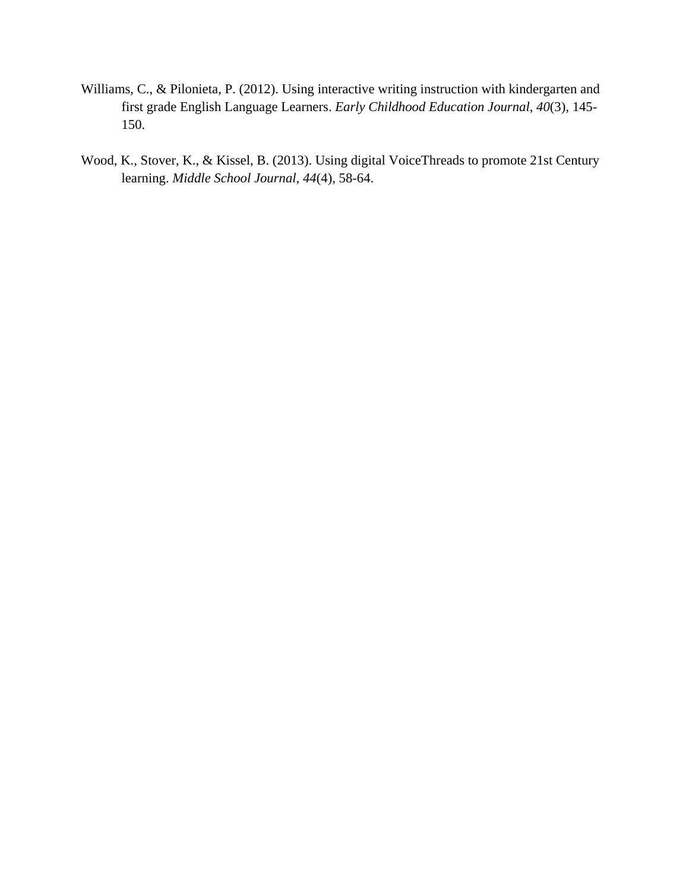Williams, C., & Pilonieta, P. (2012). Using interactive writing instruction with kindergarten and first grade English Language Learners. *Early Childhood Education Journal*, *40*(3), 145-150.

Wood, K., Stover, K., & Kissel, B. (2013). Using digital VoiceThreads to promote 21st Century learning. *Middle School Journal*, *44*(4), 58-64.